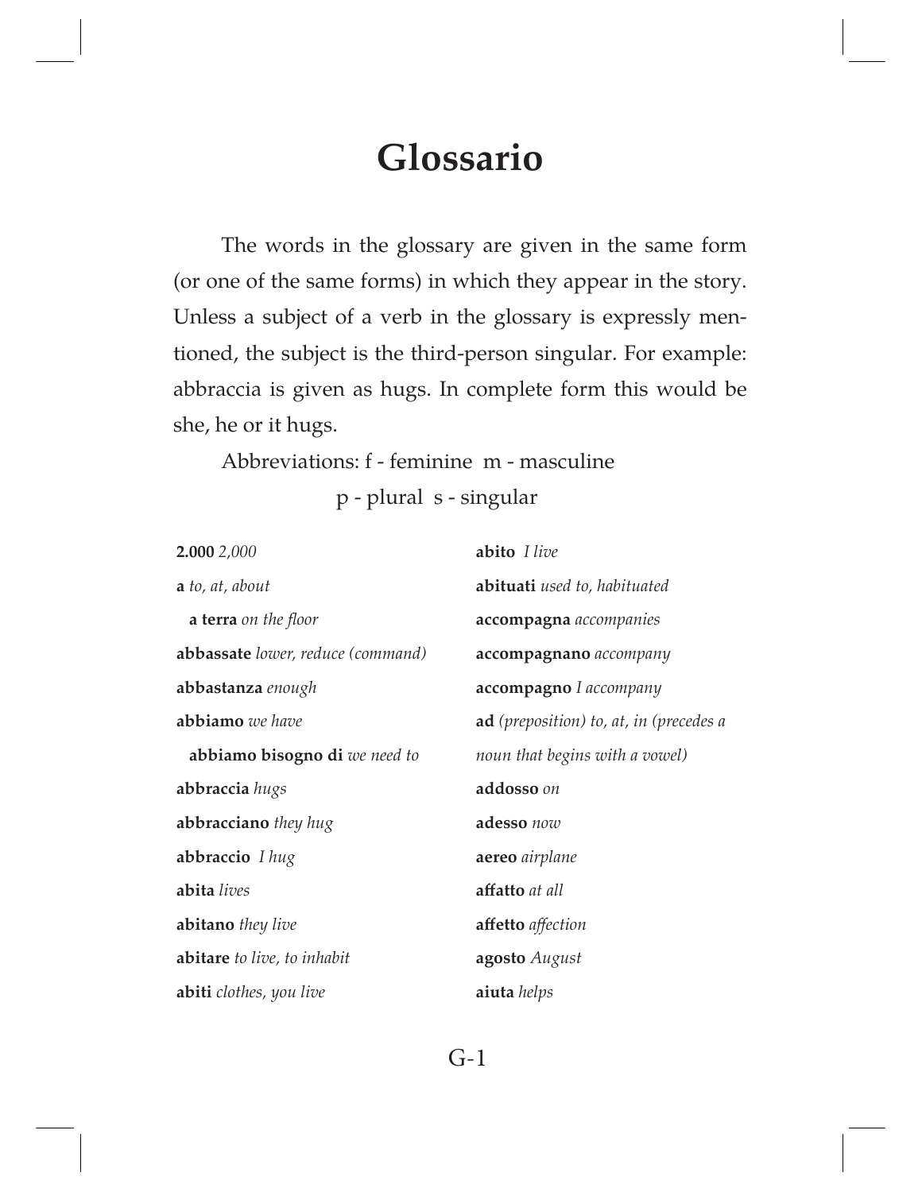# Glossario

The words in the glossary are given in the same form (or one of the same forms) in which they appear in the story. Unless a subject of a verb in the glossary is expressly mentioned, the subject is the third-person singular. For example: abbraccia is given as hugs. In complete form this would be she, he or it hugs.

Abbreviations: f - feminine m - masculine
p - plural s - singular

**2.000** *2,000*

**a** *to, at, about*

  **a terra** *on the floor*

**abbassate** *lower, reduce (command)*

**abbastanza** *enough*

**abbiamo** *we have*

  **abbiamo bisogno di** *we need to*

**abbraccia** *hugs*

**abbracciano** *they hug*

**abbraccio** *I hug*

**abita** *lives*

**abitano** *they live*

**abitare** *to live, to inhabit*

**abiti** *clothes, you live*

**abito** *I live*

**abituati** *used to, habituated*

**accompagna** *accompanies*

**accompagnano** *accompany*

**accompagno** *I accompany*

**ad** *(preposition) to, at, in (precedes a noun that begins with a vowel)*

**addosso** *on*

**adesso** *now*

**aereo** *airplane*

**affatto** *at all*

**affetto** *affection*

**agosto** *August*

**aiuta** *helps*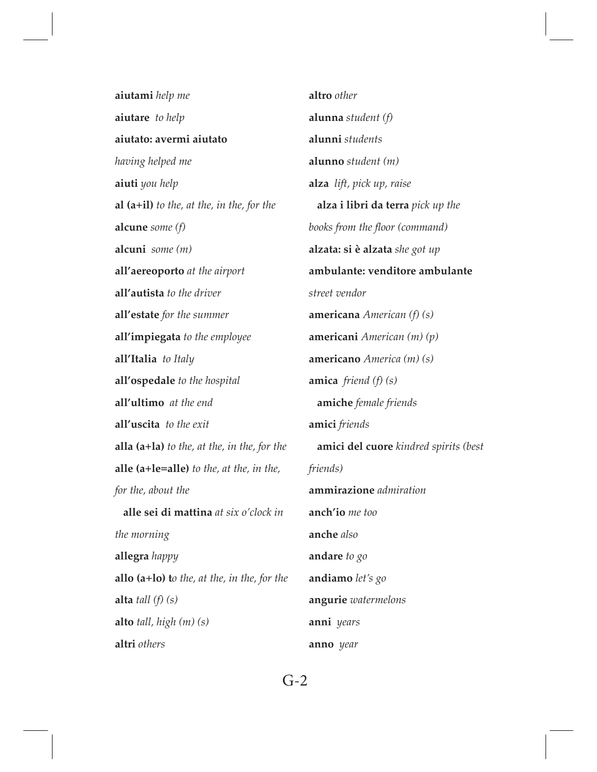**aiutami** *help me*

**aiutare** *to help*

**aiutato: avermi aiutato**

*having helped me*

**aiuti** *you help*

**al (a+il)** *to the, at the, in the, for the*

**alcune** *some (f)*

**alcuni** *some (m)*

**all'aereoporto** *at the airport*

**all'autista** *to the driver*

**all'estate** *for the summer*

**all'impiegata** *to the employee*

**all'Italia** *to Italy*

**all'ospedale** *to the hospital*

**all'ultimo** *at the end*

**all'uscita** *to the exit*

**alla (a+la)** *to the, at the, in the, for the*

**alle (a+le=alle)** *to the, at the, in the, for the, about the*

  **alle sei di mattina** *at six o'clock in the morning*

**allegra** *happy*

**allo (a+lo) t***o the, at the, in the, for the*

**alta** *tall (f) (s)*

**alto** *tall, high (m) (s)*

**altri** *others*

**altro** *other*

**alunna** *student (f)*

**alunni** *students*

**alunno** *student (m)*

**alza** *lift, pick up, raise*

  **alza i libri da terra** *pick up the books from the floor (command)*

**alzata: si è alzata** *she got up*

**ambulante: venditore ambulante**

*street vendor*

**americana** *American (f) (s)*

**americani** *American (m) (p)*

**americano** *America (m) (s)*

**amica** *friend (f) (s)*

  **amiche** *female friends*

**amici** *friends*

  **amici del cuore** *kindred spirits (best friends)*

**ammirazione** *admiration*

**anch'io** *me too*

**anche** *also*

**andare** *to go*

**andiamo** *let's go*

**angurie** *watermelons*

**anni** *years*

**anno** *year*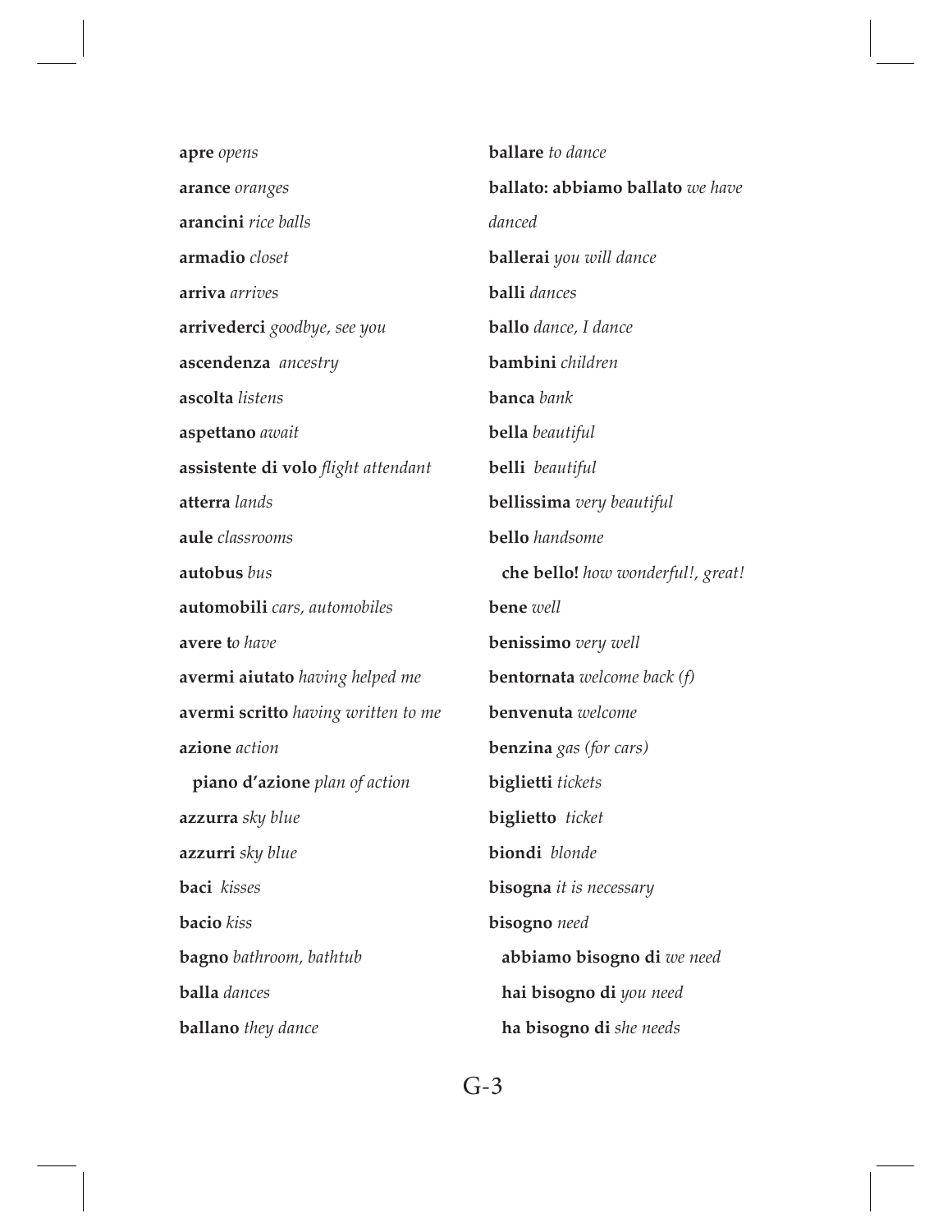**apre** *opens*

**arance** *oranges*

**arancini** *rice balls*

**armadio** *closet*

**arriva** *arrives*

**arrivederci** *goodbye, see you*

**ascendenza** *ancestry*

**ascolta** *listens*

**aspettano** *await*

**assistente di volo** *flight attendant*

**atterra** *lands*

**aule** *classrooms*

**autobus** *bus*

**automobili** *cars, automobiles*

**avere t***o have*

**avermi aiutato** *having helped me*

**avermi scritto** *having written to me*

**azione** *action*

  **piano d'azione** *plan of action*

**azzurra** *sky blue*

**azzurri** *sky blue*

**baci** *kisses*

**bacio** *kiss*

**bagno** *bathroom, bathtub*

**balla** *dances*

**ballano** *they dance*

**ballare** *to dance*

**ballato: abbiamo ballato** *we have danced*

**ballerai** *you will dance*

**balli** *dances*

**ballo** *dance, I dance*

**bambini** *children*

**banca** *bank*

**bella** *beautiful*

**belli** *beautiful*

**bellissima** *very beautiful*

**bello** *handsome*

  **che bello!** *how wonderful!, great!*

**bene** *well*

**benissimo** *very well*

**bentornata** *welcome back (f)*

**benvenuta** *welcome*

**benzina** *gas (for cars)*

**biglietti** *tickets*

**biglietto** *ticket*

**biondi** *blonde*

**bisogna** *it is necessary*

**bisogno** *need*

  **abbiamo bisogno di** *we need*

  **hai bisogno di** *you need*

  **ha bisogno di** *she needs*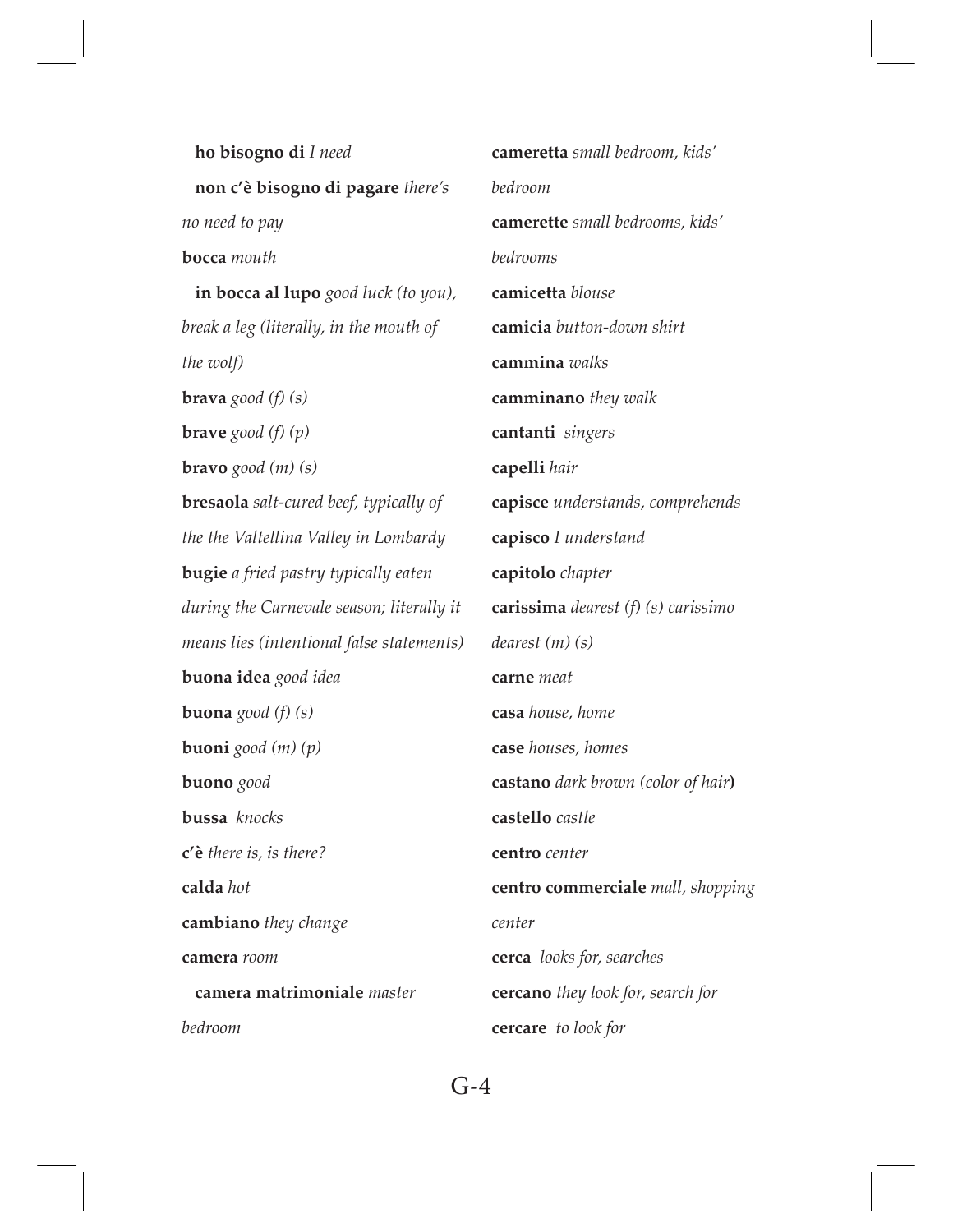ho bisogno di *I need*

non c'è bisogno di pagare *there's no need to pay*

**bocca** *mouth*

**in bocca al lupo** *good luck (to you), break a leg (literally, in the mouth of the wolf)*

**brava** *good (f) (s)*

**brave** *good (f) (p)*

**bravo** *good (m) (s)*

**bresaola** *salt-cured beef, typically of the the Valtellina Valley in Lombardy*

**bugie** *a fried pastry typically eaten during the Carnevale season; literally it means lies (intentional false statements)*

**buona idea** *good idea*

**buona** *good (f) (s)*

**buoni** *good (m) (p)*

**buono** *good*

**bussa** *knocks*

**c'è** *there is, is there?*

**calda** *hot*

**cambiano** *they change*

**camera** *room*

**camera matrimoniale** *master bedroom*

**cameretta** *small bedroom, kids' bedroom*

**camerette** *small bedrooms, kids' bedrooms*

**camicetta** *blouse*

**camicia** *button-down shirt*

**cammina** *walks*

**camminano** *they walk*

**cantanti** *singers*

**capelli** *hair*

**capisce** *understands, comprehends*

**capisco** *I understand*

**capitolo** *chapter*

**carissima** *dearest (f) (s) carissimo dearest (m) (s)*

**carne** *meat*

**casa** *house, home*

**case** *houses, homes*

**castano** *dark brown (color of hair***)**

**castello** *castle*

**centro** *center*

**centro commerciale** *mall, shopping center*

**cerca** *looks for, searches*

**cercano** *they look for, search for*

**cercare** *to look for*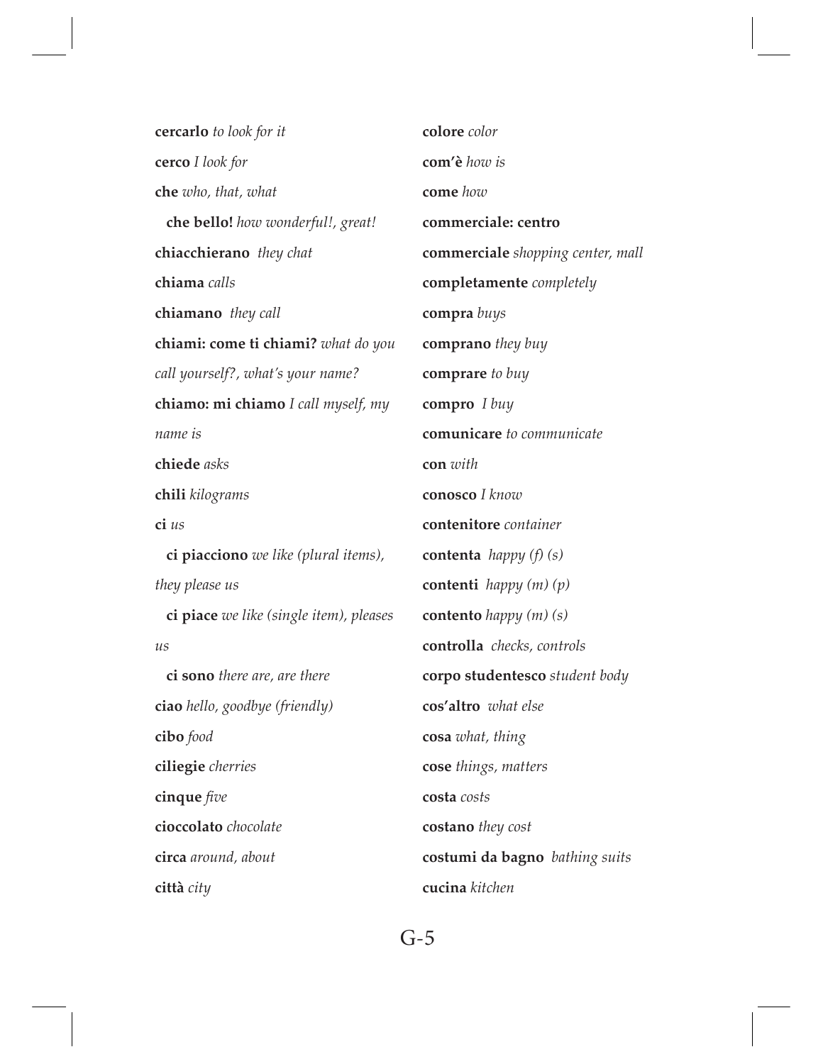**cercarlo** *to look for it*

**cerco** *I look for*

**che** *who, that, what*

  **che bello!** *how wonderful!, great!*

**chiacchierano** *they chat*

**chiama** *calls*

**chiamano** *they call*

**chiami: come ti chiami?** *what do you call yourself?, what's your name?*

**chiamo: mi chiamo** *I call myself, my name is*

**chiede** *asks*

**chili** *kilograms*

**ci** *us*

  **ci piacciono** *we like (plural items), they please us*

  **ci piace** *we like (single item), pleases us*

  **ci sono** *there are, are there*

**ciao** *hello, goodbye (friendly)*

**cibo** *food*

**ciliegie** *cherries*

**cinque** *five*

**cioccolato** *chocolate*

**circa** *around, about*

**città** *city*

**colore** *color*

**com'è** *how is*

**come** *how*

**commerciale: centro**

**commerciale** *shopping center, mall*

**completamente** *completely*

**compra** *buys*

**comprano** *they buy*

**comprare** *to buy*

**compro** *I buy*

**comunicare** *to communicate*

**con** *with*

**conosco** *I know*

**contenitore** *container*

**contenta** *happy (f) (s)*

**contenti** *happy (m) (p)*

**contento** *happy (m) (s)*

**controlla** *checks, controls*

**corpo studentesco** *student body*

**cos'altro** *what else*

**cosa** *what, thing*

**cose** *things, matters*

**costa** *costs*

**costano** *they cost*

**costumi da bagno** *bathing suits*

**cucina** *kitchen*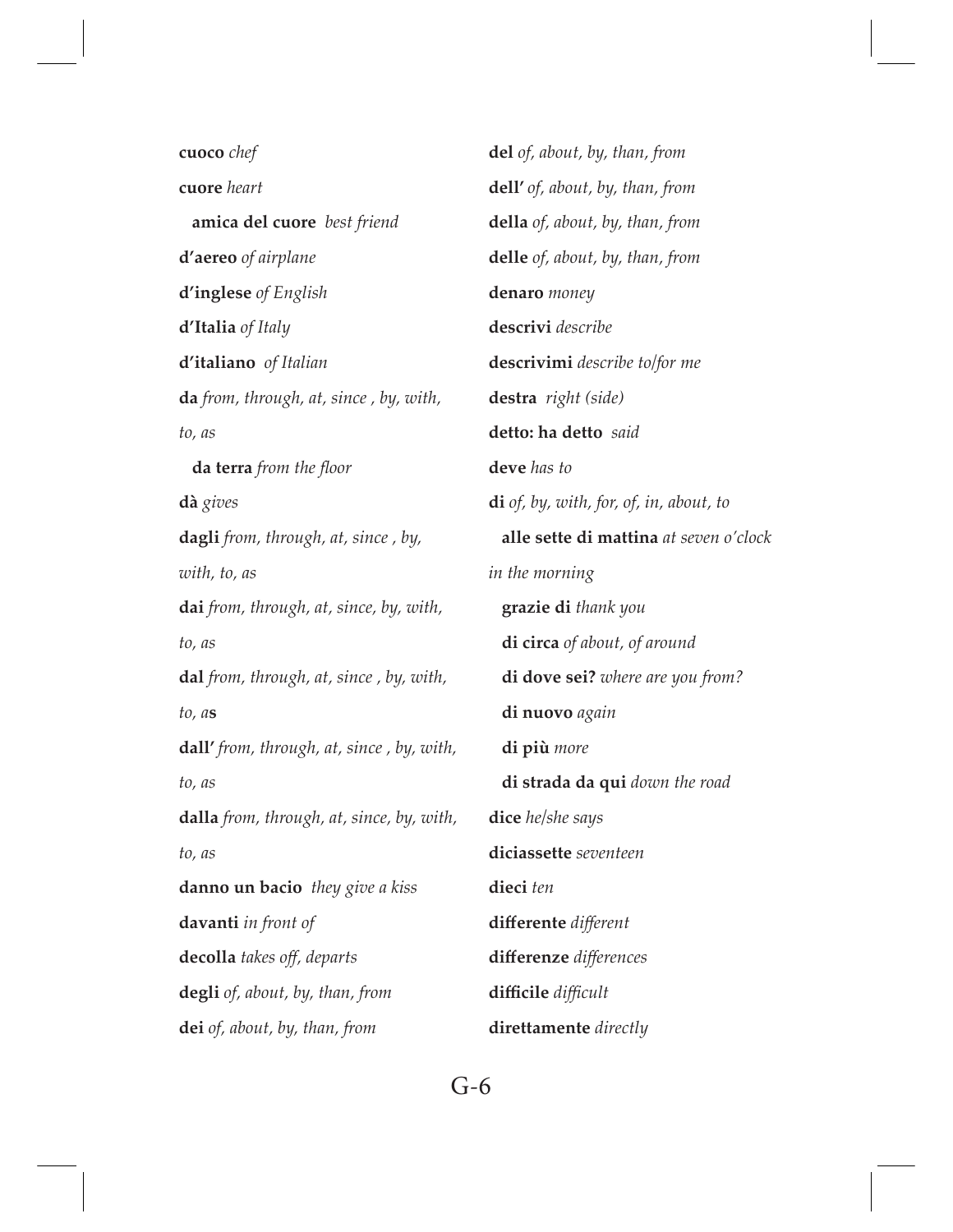**cuoco** *chef*

**cuore** *heart*

**amica del cuore** *best friend*

**d'aereo** *of airplane*

**d'inglese** *of English*

**d'Italia** *of Italy*

**d'italiano** *of Italian*

**da** *from, through, at, since , by, with, to, as*

**da terra** *from the floor*

**dà** *gives*

**dagli** *from, through, at, since , by, with, to, as*

**dai** *from, through, at, since, by, with, to, as*

**dal** *from, through, at, since , by, with, to, a***s**

**dall'** *from, through, at, since , by, with, to, as*

**dalla** *from, through, at, since, by, with, to, as*

**danno un bacio** *they give a kiss*

**davanti** *in front of*

**decolla** *takes off, departs*

**degli** *of, about, by, than, from*

**dei** *of, about, by, than, from*

**del** *of, about, by, than, from*

**dell'** *of, about, by, than, from*

**della** *of, about, by, than, from*

**delle** *of, about, by, than, from*

**denaro** *money*

**descrivi** *describe*

**descrivimi** *describe to/for me*

**destra** *right (side)*

**detto: ha detto** *said*

**deve** *has to*

**di** *of, by, with, for, of, in, about, to*

**alle sette di mattina** *at seven o'clock in the morning*

**grazie di** *thank you*

**di circa** *of about, of around*

**di dove sei?** *where are you from?*

**di nuovo** *again*

**di più** *more*

**di strada da qui** *down the road*

**dice** *he/she says*

**diciassette** *seventeen*

**dieci** *ten*

**differente** *different*

**differenze** *differences*

**difficile** *difficult*

**direttamente** *directly*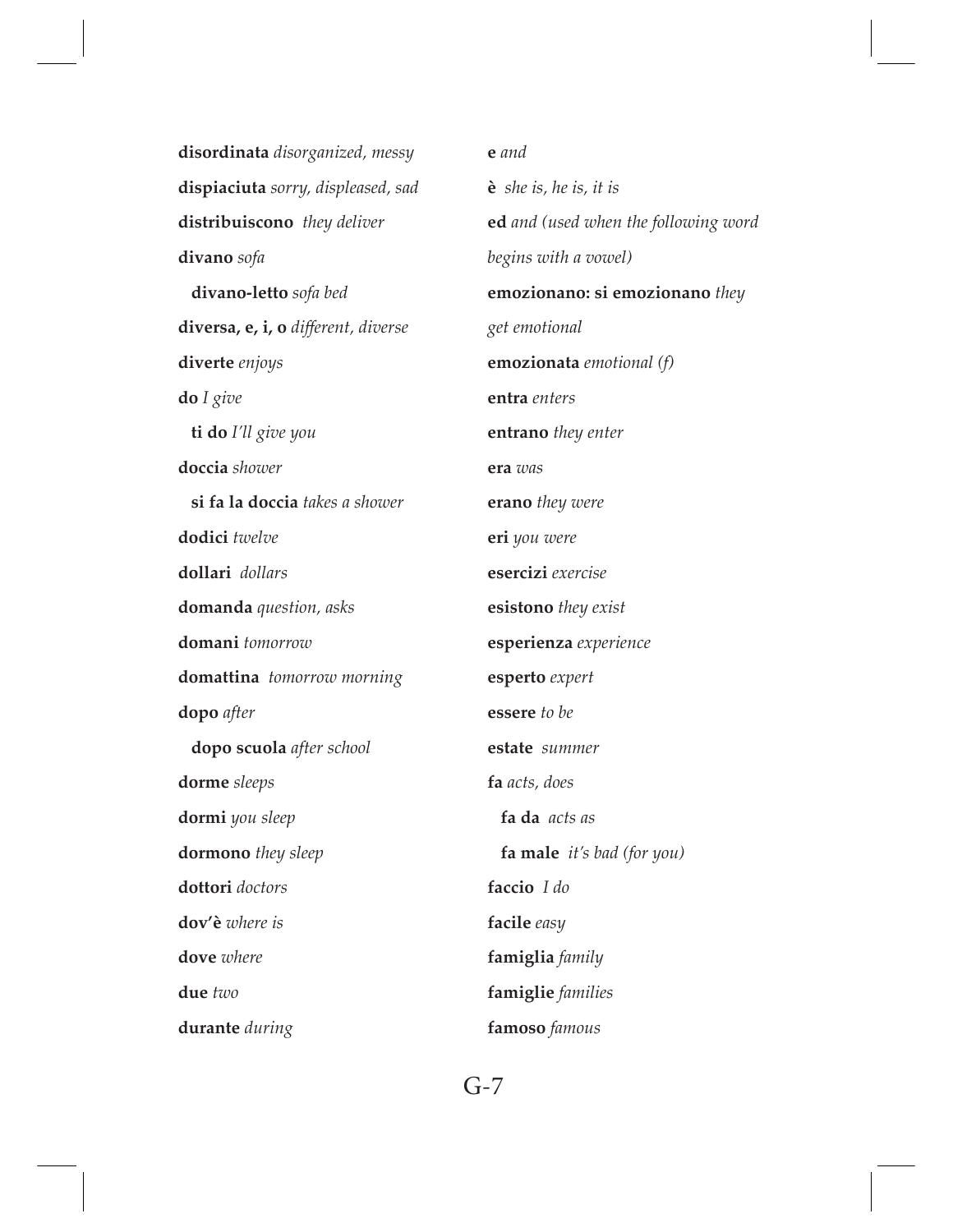**disordinata** *disorganized, messy*

**dispiaciuta** *sorry, displeased, sad*

**distribuiscono** *they deliver*

**divano** *sofa*

**divano-letto** *sofa bed*

**diversa, e, i, o** *different, diverse*

**diverte** *enjoys*

**do** *I give*

**ti do** *I'll give you*

**doccia** *shower*

**si fa la doccia** *takes a shower*

**dodici** *twelve*

**dollari** *dollars*

**domanda** *question, asks*

**domani** *tomorrow*

**domattina** *tomorrow morning*

**dopo** *after*

**dopo scuola** *after school*

**dorme** *sleeps*

**dormi** *you sleep*

**dormono** *they sleep*

**dottori** *doctors*

**dov'è** *where is*

**dove** *where*

**due** *two*

**durante** *during*

**e** *and*

**è** *she is, he is, it is*

**ed** *and (used when the following word begins with a vowel)*

**emozionano: si emozionano** *they get emotional*

**emozionata** *emotional (f)*

**entra** *enters*

**entrano** *they enter*

**era** *was*

**erano** *they were*

**eri** *you were*

**esercizi** *exercise*

**esistono** *they exist*

**esperienza** *experience*

**esperto** *expert*

**essere** *to be*

**estate** *summer*

**fa** *acts, does*

**fa da** *acts as*

**fa male** *it's bad (for you)*

**faccio** *I do*

**facile** *easy*

**famiglia** *family*

**famiglie** *families*

**famoso** *famous*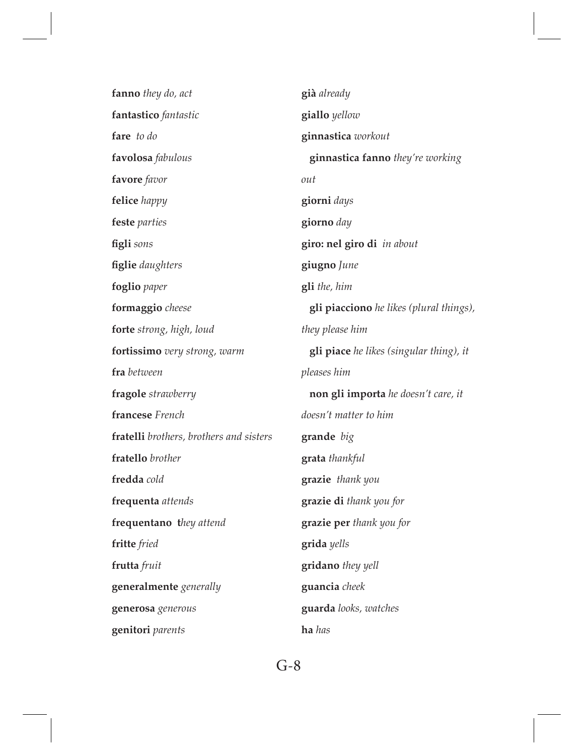**fanno** *they do, act*

**fantastico** *fantastic*

**fare** *to do*

**favolosa** *fabulous*

**favore** *favor*

**felice** *happy*

**feste** *parties*

**figli** *sons*

**figlie** *daughters*

**foglio** *paper*

**formaggio** *cheese*

**forte** *strong, high, loud*

**fortissimo** *very strong, warm*

**fra** *between*

**fragole** *strawberry*

**francese** *French*

**fratelli** *brothers, brothers and sisters*

**fratello** *brother*

**fredda** *cold*

**frequenta** *attends*

**frequentano t***hey attend*

**fritte** *fried*

**frutta** *fruit*

**generalmente** *generally*

**generosa** *generous*

**genitori** *parents*

**già** *already*

**giallo** *yellow*

**ginnastica** *workout*

  **ginnastica fanno** *they're working out*

**giorni** *days*

**giorno** *day*

**giro: nel giro di** *in about*

**giugno** *June*

**gli** *the, him*

  **gli piacciono** *he likes (plural things), they please him*

  **gli piace** *he likes (singular thing), it pleases him*

  **non gli importa** *he doesn't care, it doesn't matter to him*

**grande** *big*

**grata** *thankful*

**grazie** *thank you*

**grazie di** *thank you for*

**grazie per** *thank you for*

**grida** *yells*

**gridano** *they yell*

**guancia** *cheek*

**guarda** *looks, watches*

**ha** *has*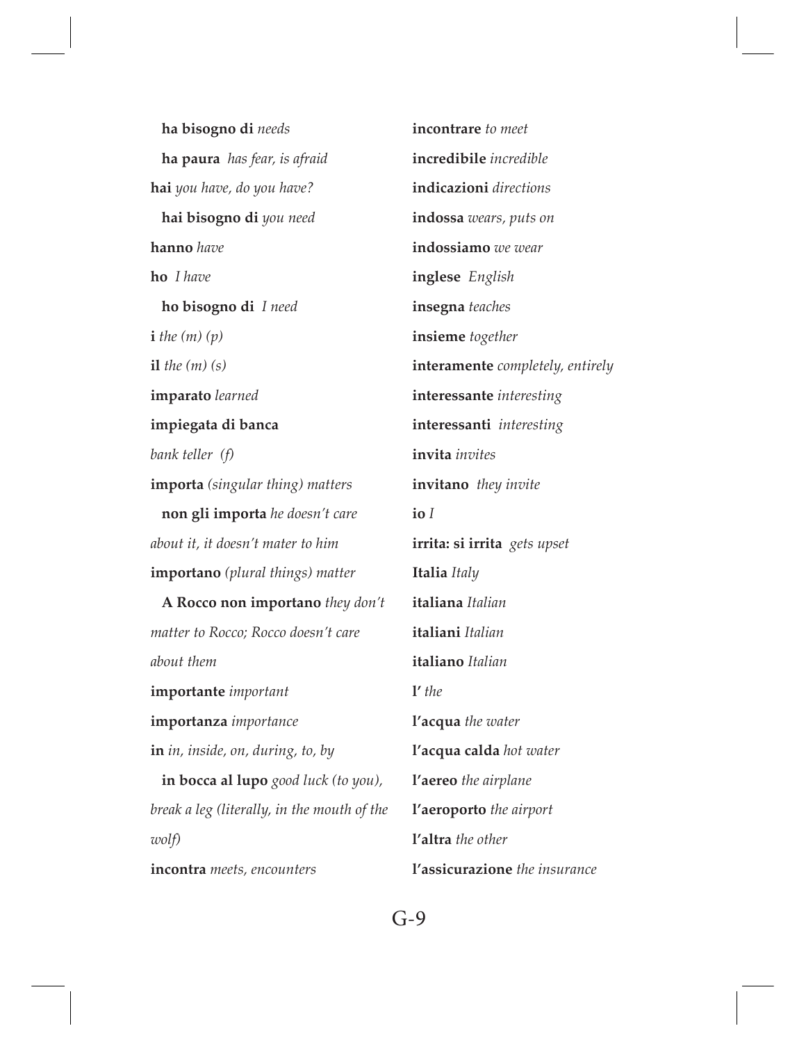**ha bisogno di** *needs*

**ha paura** *has fear, is afraid*

**hai** *you have, do you have?*

**hai bisogno di** *you need*

**hanno** *have*

**ho** *I have*

**ho bisogno di** *I need*

**i** *the (m) (p)*

**il** *the (m) (s)*

**imparato** *learned*

**impiegata di banca** *bank teller (f)*

**importa** *(singular thing) matters*

**non gli importa** *he doesn't care about it, it doesn't mater to him*

**importano** *(plural things) matter*

**A Rocco non importano** *they don't matter to Rocco; Rocco doesn't care about them*

**importante** *important*

**importanza** *importance*

**in** *in, inside, on, during, to, by*

**in bocca al lupo** *good luck (to you), break a leg (literally, in the mouth of the wolf)*

**incontra** *meets, encounters*

**incontrare** *to meet*

**incredibile** *incredible*

**indicazioni** *directions*

**indossa** *wears, puts on*

**indossiamo** *we wear*

**inglese** *English*

**insegna** *teaches*

**insieme** *together*

**interamente** *completely, entirely*

**interessante** *interesting*

**interessanti** *interesting*

**invita** *invites*

**invitano** *they invite*

**io** *I*

**irrita: si irrita** *gets upset*

**Italia** *Italy*

**italiana** *Italian*

**italiani** *Italian*

**italiano** *Italian*

**l'** *the*

**l'acqua** *the water*

**l'acqua calda** *hot water*

**l'aereo** *the airplane*

**l'aeroporto** *the airport*

**l'altra** *the other*

**l'assicurazione** *the insurance*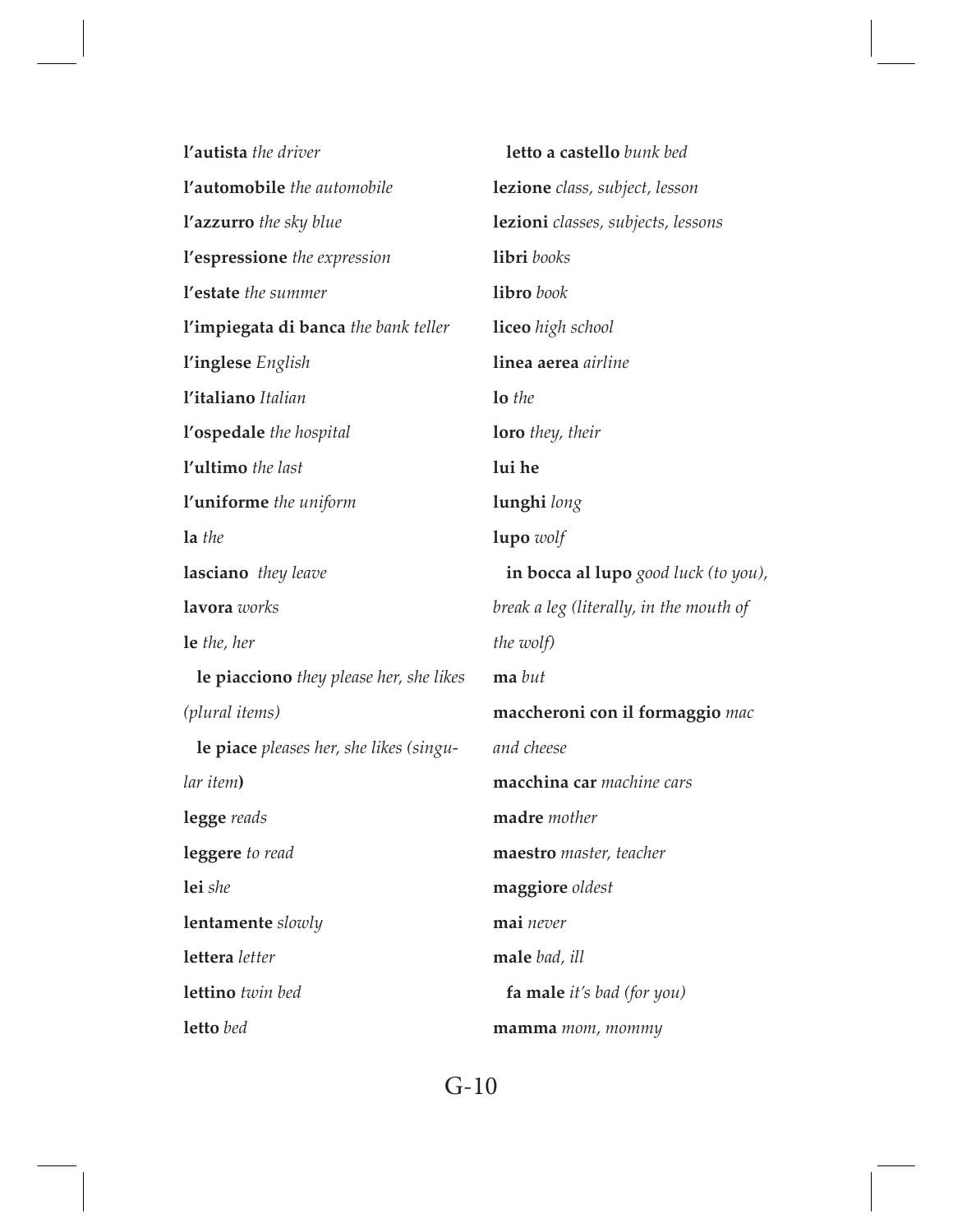**l'autista** *the driver*

**l'automobile** *the automobile*

**l'azzurro** *the sky blue*

**l'espressione** *the expression*

**l'estate** *the summer*

**l'impiegata di banca** *the bank teller*

**l'inglese** *English*

**l'italiano** *Italian*

**l'ospedale** *the hospital*

**l'ultimo** *the last*

**l'uniforme** *the uniform*

**la** *the*

**lasciano** *they leave*

**lavora** *works*

**le** *the, her*

  **le piacciono** *they please her, she likes (plural items)*

  **le piace** *pleases her, she likes (singular item)*

**legge** *reads*

**leggere** *to read*

**lei** *she*

**lentamente** *slowly*

**lettera** *letter*

**lettino** *twin bed*

**letto** *bed*

  **letto a castello** *bunk bed*

**lezione** *class, subject, lesson*

**lezioni** *classes, subjects, lessons*

**libri** *books*

**libro** *book*

**liceo** *high school*

**linea aerea** *airline*

**lo** *the*

**loro** *they, their*

**lui he**

**lunghi** *long*

**lupo** *wolf*

  **in bocca al lupo** *good luck (to you), break a leg (literally, in the mouth of the wolf)*

**ma** *but*

**maccheroni con il formaggio** *mac and cheese*

**macchina car** *machine cars*

**madre** *mother*

**maestro** *master, teacher*

**maggiore** *oldest*

**mai** *never*

**male** *bad, ill*

  **fa male** *it's bad (for you)*

**mamma** *mom, mommy*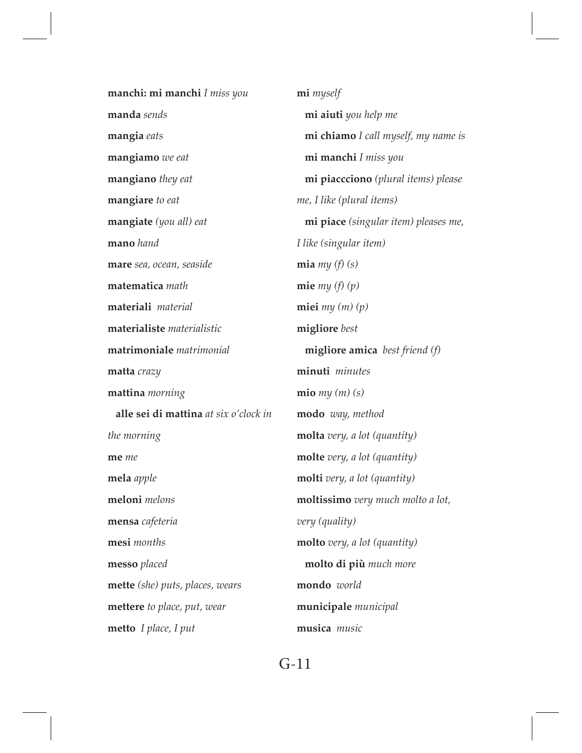**manchi: mi manchi** *I miss you*

**manda** *sends*

**mangia** *eats*

**mangiamo** *we eat*

**mangiano** *they eat*

**mangiare** *to eat*

**mangiate** *(you all) eat*

**mano** *hand*

**mare** *sea, ocean, seaside*

**matematica** *math*

**materiali** *material*

**materialiste** *materialistic*

**matrimoniale** *matrimonial*

**matta** *crazy*

**mattina** *morning*

  **alle sei di mattina** *at six o'clock in the morning*

**me** *me*

**mela** *apple*

**meloni** *melons*

**mensa** *cafeteria*

**mesi** *months*

**messo** *placed*

**mette** *(she) puts, places, wears*

**mettere** *to place, put, wear*

**metto** *I place, I put*

**mi** *myself*

  **mi aiuti** *you help me*

  **mi chiamo** *I call myself, my name is*

  **mi manchi** *I miss you*

  **mi piaccciono** *(plural items) please me, I like (plural items)*

  **mi piace** *(singular item) pleases me, I like (singular item)*

**mia** *my (f) (s)*

**mie** *my (f) (p)*

**miei** *my (m) (p)*

**migliore** *best*

  **migliore amica** *best friend (f)*

**minuti** *minutes*

**mio** *my (m) (s)*

**modo** *way, method*

**molta** *very, a lot (quantity)*

**molte** *very, a lot (quantity)*

**molti** *very, a lot (quantity)*

**moltissimo** *very much molto a lot, very (quality)*

**molto** *very, a lot (quantity)*

  **molto di più** *much more*

**mondo** *world*

**municipale** *municipal*

**musica** *music*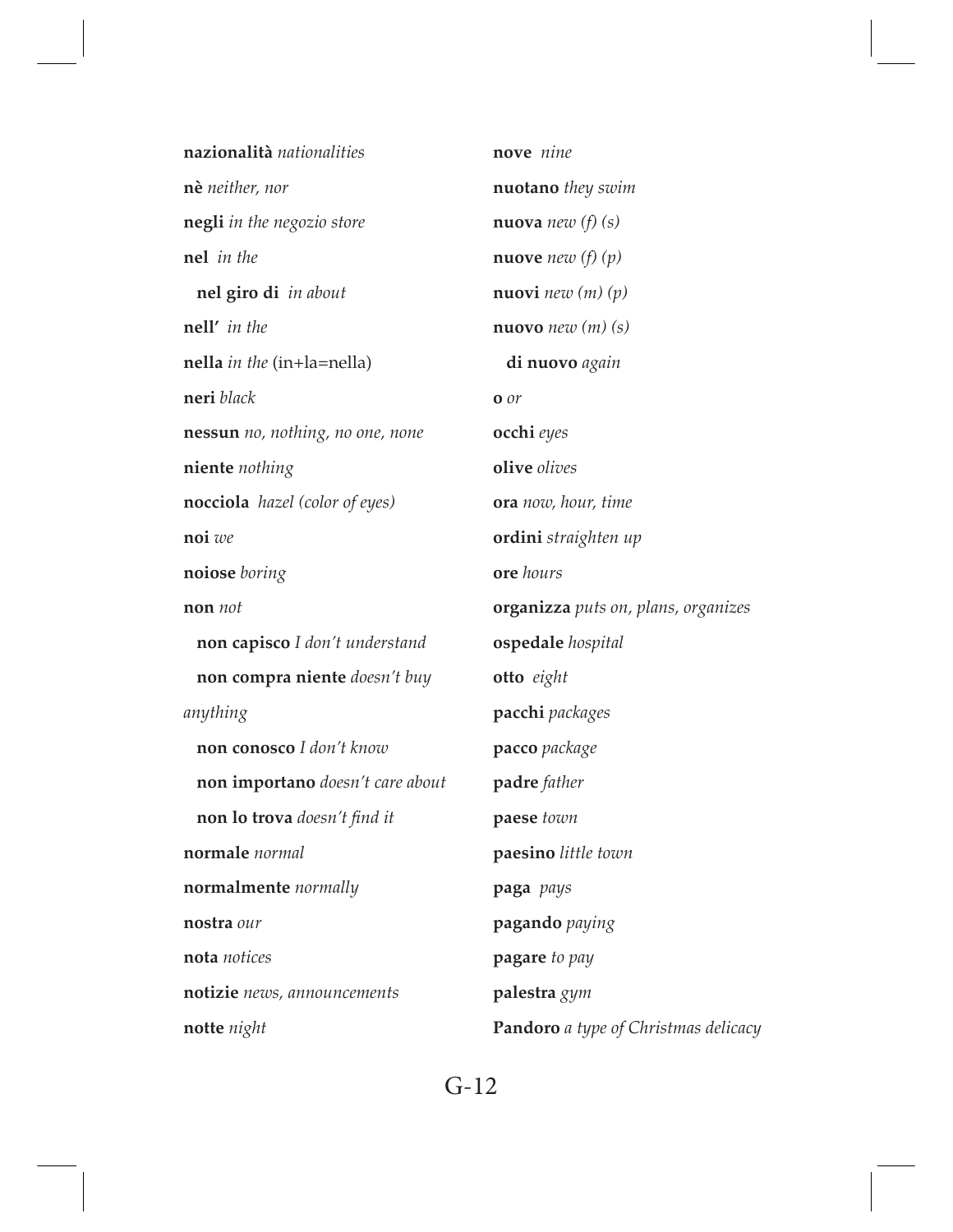**nazionalità** *nationalities*

**nè** *neither, nor*

**negli** *in the negozio store*

**nel** *in the*

  **nel giro di** *in about*

**nell'** *in the*

**nella** *in the* (in+la=nella)

**neri** *black*

**nessun** *no, nothing, no one, none*

**niente** *nothing*

**nocciola** *hazel (color of eyes)*

**noi** *we*

**noiose** *boring*

**non** *not*

  **non capisco** *I don't understand*

  **non compra niente** *doesn't buy anything*

  **non conosco** *I don't know*

  **non importano** *doesn't care about*

  **non lo trova** *doesn't find it*

**normale** *normal*

**normalmente** *normally*

**nostra** *our*

**nota** *notices*

**notizie** *news, announcements*

**notte** *night*

**nove** *nine*

**nuotano** *they swim*

**nuova** *new (f) (s)*

**nuove** *new (f) (p)*

**nuovi** *new (m) (p)*

**nuovo** *new (m) (s)*

  **di nuovo** *again*

**o** *or*

**occhi** *eyes*

**olive** *olives*

**ora** *now, hour, time*

**ordini** *straighten up*

**ore** *hours*

**organizza** *puts on, plans, organizes*

**ospedale** *hospital*

**otto** *eight*

**pacchi** *packages*

**pacco** *package*

**padre** *father*

**paese** *town*

**paesino** *little town*

**paga** *pays*

**pagando** *paying*

**pagare** *to pay*

**palestra** *gym*

**Pandoro** *a type of Christmas delicacy*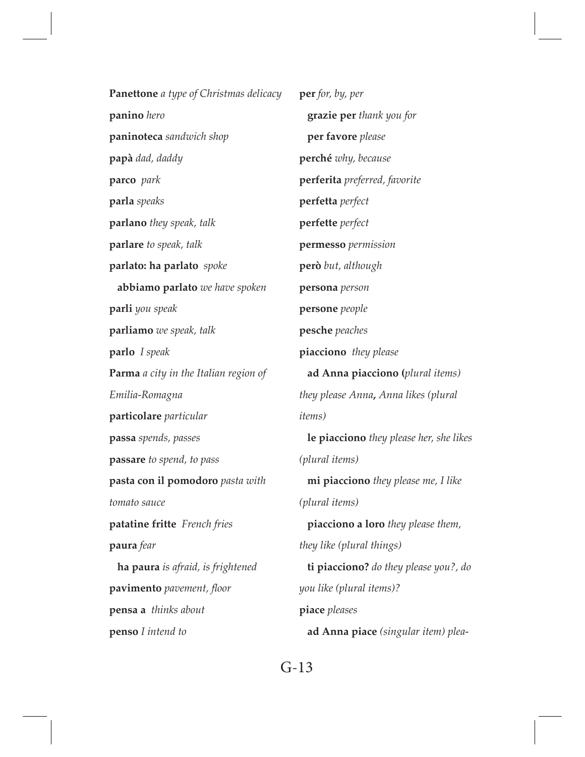**Panettone** *a type of Christmas delicacy*

**panino** *hero*

**paninoteca** *sandwich shop*

**papà** *dad, daddy*

**parco** *park*

**parla** *speaks*

**parlano** *they speak, talk*

**parlare** *to speak, talk*

**parlato: ha parlato** *spoke*

  **abbiamo parlato** *we have spoken*

**parli** *you speak*

**parliamo** *we speak, talk*

**parlo** *I speak*

**Parma** *a city in the Italian region of Emilia-Romagna*

**particolare** *particular*

**passa** *spends, passes*

**passare** *to spend, to pass*

**pasta con il pomodoro** *pasta with tomato sauce*

**patatine fritte** *French fries*

**paura** *fear*

  **ha paura** *is afraid, is frightened*

**pavimento** *pavement, floor*

**pensa a** *thinks about*

**penso** *I intend to*

**per** *for, by, per*

  **grazie per** *thank you for*

  **per favore** *please*

**perché** *why, because*

**perferita** *preferred, favorite*

**perfetta** *perfect*

**perfette** *perfect*

**permesso** *permission*

**però** *but, although*

**persona** *person*

**persone** *people*

**pesche** *peaches*

**piacciono** *they please*

  **ad Anna piacciono (***plural items) they please Anna***,** *Anna likes (plural items)*

  **le piacciono** *they please her, she likes (plural items)*

  **mi piacciono** *they please me, I like (plural items)*

  **piacciono a loro** *they please them, they like (plural things)*

  **ti piacciono?** *do they please you?, do you like (plural items)?*

**piace** *pleases*

  **ad Anna piace** *(singular item) plea-*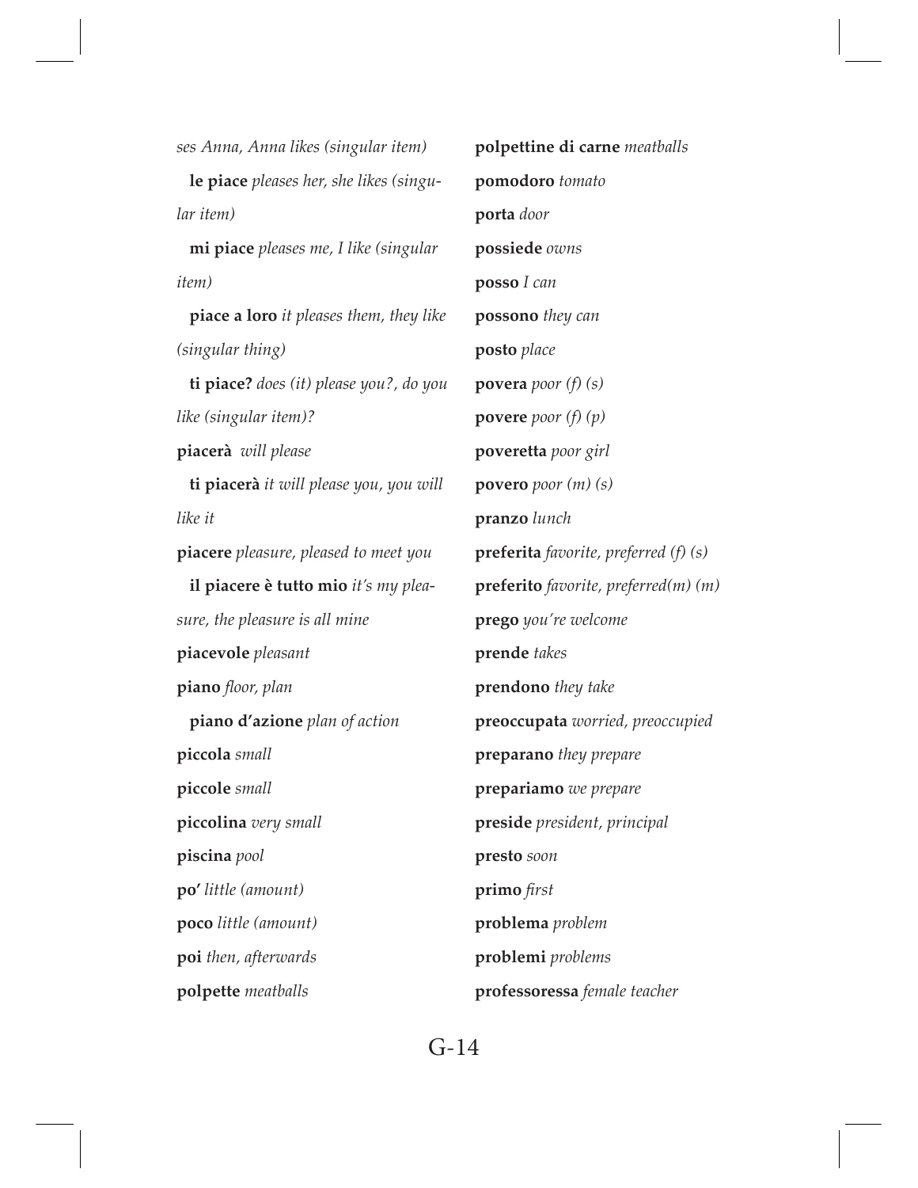*ses Anna, Anna likes (singular item)*

**le piace** *pleases her, she likes (singular item)*

**mi piace** *pleases me, I like (singular item)*

**piace a loro** *it pleases them, they like (singular thing)*

**ti piace?** *does (it) please you?, do you like (singular item)?*

**piacerà** *will please*

**ti piacerà** *it will please you, you will like it*

**piacere** *pleasure, pleased to meet you*

**il piacere è tutto mio** *it's my pleasure, the pleasure is all mine*

**piacevole** *pleasant*

**piano** *floor, plan*

**piano d'azione** *plan of action*

**piccola** *small*

**piccole** *small*

**piccolina** *very small*

**piscina** *pool*

**po'** *little (amount)*

**poco** *little (amount)*

**poi** *then, afterwards*

**polpette** *meatballs*

**polpettine di carne** *meatballs*

**pomodoro** *tomato*

**porta** *door*

**possiede** *owns*

**posso** *I can*

**possono** *they can*

**posto** *place*

**povera** *poor (f) (s)*

**povere** *poor (f) (p)*

**poveretta** *poor girl*

**povero** *poor (m) (s)*

**pranzo** *lunch*

**preferita** *favorite, preferred (f) (s)*

**preferito** *favorite, preferred(m) (m)*

**prego** *you're welcome*

**prende** *takes*

**prendono** *they take*

**preoccupata** *worried, preoccupied*

**preparano** *they prepare*

**prepariamo** *we prepare*

**preside** *president, principal*

**presto** *soon*

**primo** *first*

**problema** *problem*

**problemi** *problems*

**professoressa** *female teacher*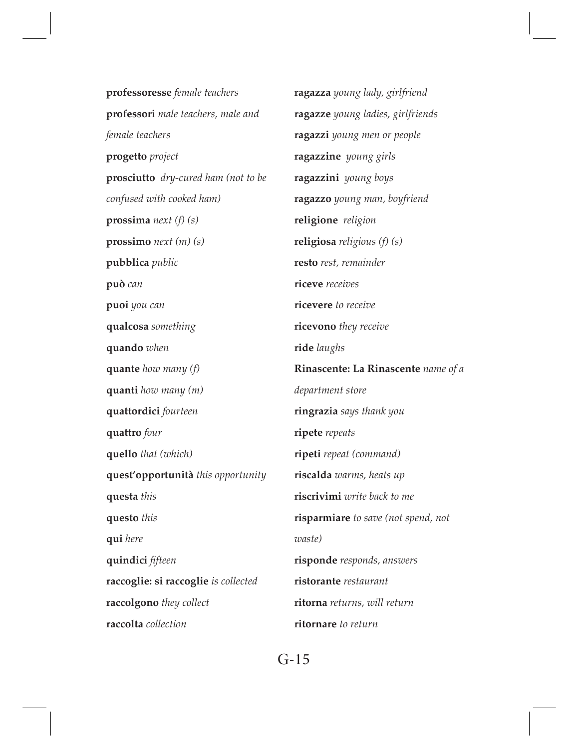**professoresse** *female teachers*

**professori** *male teachers, male and female teachers*

**progetto** *project*

**prosciutto** *dry-cured ham (not to be confused with cooked ham)*

**prossima** *next (f) (s)*

**prossimo** *next (m) (s)*

**pubblica** *public*

**può** *can*

**puoi** *you can*

**qualcosa** *something*

**quando** *when*

**quante** *how many (f)*

**quanti** *how many (m)*

**quattordici** *fourteen*

**quattro** *four*

**quello** *that (which)*

**quest'opportunità** *this opportunity*

**questa** *this*

**questo** *this*

**qui** *here*

**quindici** *fifteen*

**raccoglie: si raccoglie** *is collected*

**raccolgono** *they collect*

**raccolta** *collection*

**ragazza** *young lady, girlfriend*

**ragazze** *young ladies, girlfriends*

**ragazzi** *young men or people*

**ragazzine** *young girls*

**ragazzini** *young boys*

**ragazzo** *young man, boyfriend*

**religione** *religion*

**religiosa** *religious (f) (s)*

**resto** *rest, remainder*

**riceve** *receives*

**ricevere** *to receive*

**ricevono** *they receive*

**ride** *laughs*

**Rinascente: La Rinascente** *name of a department store*

**ringrazia** *says thank you*

**ripete** *repeats*

**ripeti** *repeat (command)*

**riscalda** *warms, heats up*

**riscrivimi** *write back to me*

**risparmiare** *to save (not spend, not waste)*

**risponde** *responds, answers*

**ristorante** *restaurant*

**ritorna** *returns, will return*

**ritornare** *to return*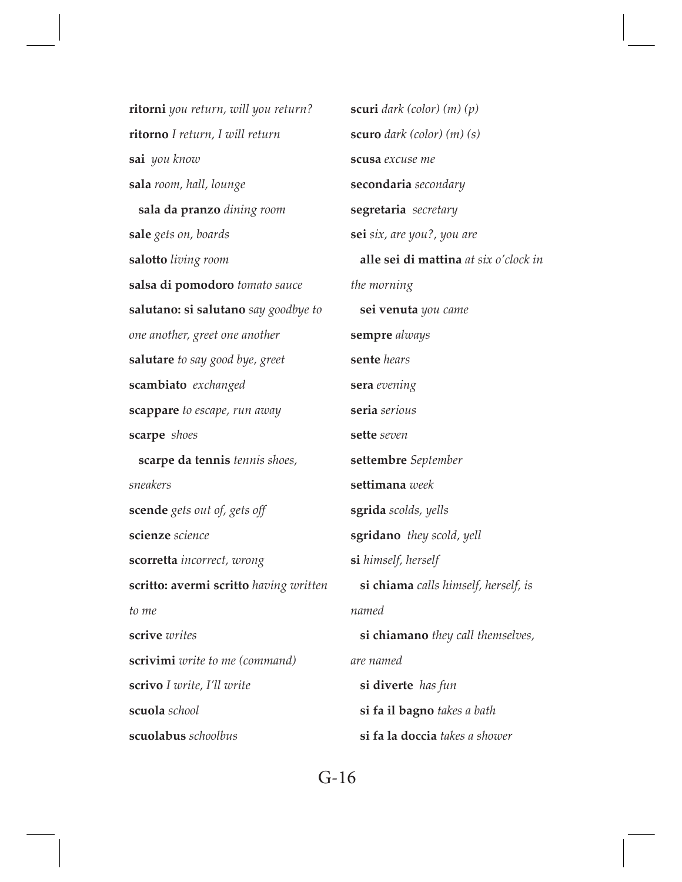**ritorni** *you return, will you return?*

**ritorno** *I return, I will return*

**sai** *you know*

**sala** *room, hall, lounge*

  **sala da pranzo** *dining room*

**sale** *gets on, boards*

**salotto** *living room*

**salsa di pomodoro** *tomato sauce*

**salutano: si salutano** *say goodbye to one another, greet one another*

**salutare** *to say good bye, greet*

**scambiato** *exchanged*

**scappare** *to escape, run away*

**scarpe** *shoes*

  **scarpe da tennis** *tennis shoes, sneakers*

**scende** *gets out of, gets off*

**scienze** *science*

**scorretta** *incorrect, wrong*

**scritto: avermi scritto** *having written to me*

**scrive** *writes*

**scrivimi** *write to me (command)*

**scrivo** *I write, I'll write*

**scuola** *school*

**scuolabus** *schoolbus*

**scuri** *dark (color) (m) (p)*

**scuro** *dark (color) (m) (s)*

**scusa** *excuse me*

**secondaria** *secondary*

**segretaria** *secretary*

**sei** *six, are you?, you are*

  **alle sei di mattina** *at six o'clock in the morning*

  **sei venuta** *you came*

**sempre** *always*

**sente** *hears*

**sera** *evening*

**seria** *serious*

**sette** *seven*

**settembre** *September*

**settimana** *week*

**sgrida** *scolds, yells*

**sgridano** *they scold, yell*

**si** *himself, herself*

  **si chiama** *calls himself, herself, is named*

  **si chiamano** *they call themselves, are named*

  **si diverte** *has fun*

  **si fa il bagno** *takes a bath*

  **si fa la doccia** *takes a shower*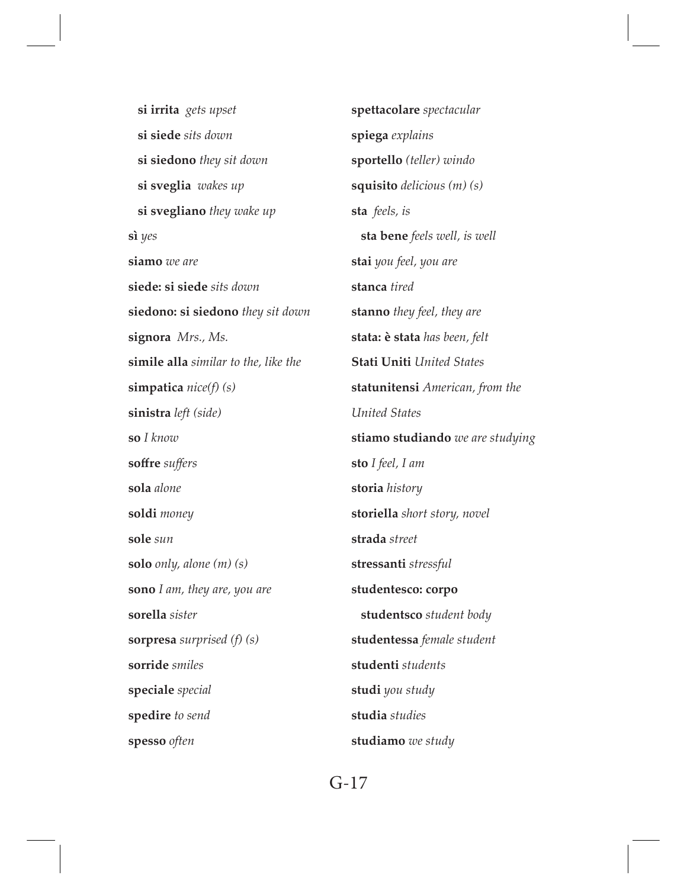**si irrita** *gets upset*

**si siede** *sits down*

**si siedono** *they sit down*

**si sveglia** *wakes up*

**si svegliano** *they wake up*

**sì** *yes*

**siamo** *we are*

**siede: si siede** *sits down*

**siedono: si siedono** *they sit down*

**signora** *Mrs., Ms.*

**simile alla** *similar to the, like the*

**simpatica** *nice(f) (s)*

**sinistra** *left (side)*

**so** *I know*

**soffre** *suffers*

**sola** *alone*

**soldi** *money*

**sole** *sun*

**solo** *only, alone (m) (s)*

**sono** *I am, they are, you are*

**sorella** *sister*

**sorpresa** *surprised (f) (s)*

**sorride** *smiles*

**speciale** *special*

**spedire** *to send*

**spesso** *often*

**spettacolare** *spectacular*

**spiega** *explains*

**sportello** *(teller) windo*

**squisito** *delicious (m) (s)*

**sta** *feels, is*

**sta bene** *feels well, is well*

**stai** *you feel, you are*

**stanca** *tired*

**stanno** *they feel, they are*

**stata: è stata** *has been, felt*

**Stati Uniti** *United States*

**statunitensi** *American, from the United States*

**stiamo studiando** *we are studying*

**sto** *I feel, I am*

**storia** *history*

**storiella** *short story, novel*

**strada** *street*

**stressanti** *stressful*

**studentesco: corpo studentsco** *student body*

**studentessa** *female student*

**studenti** *students*

**studi** *you study*

**studia** *studies*

**studiamo** *we study*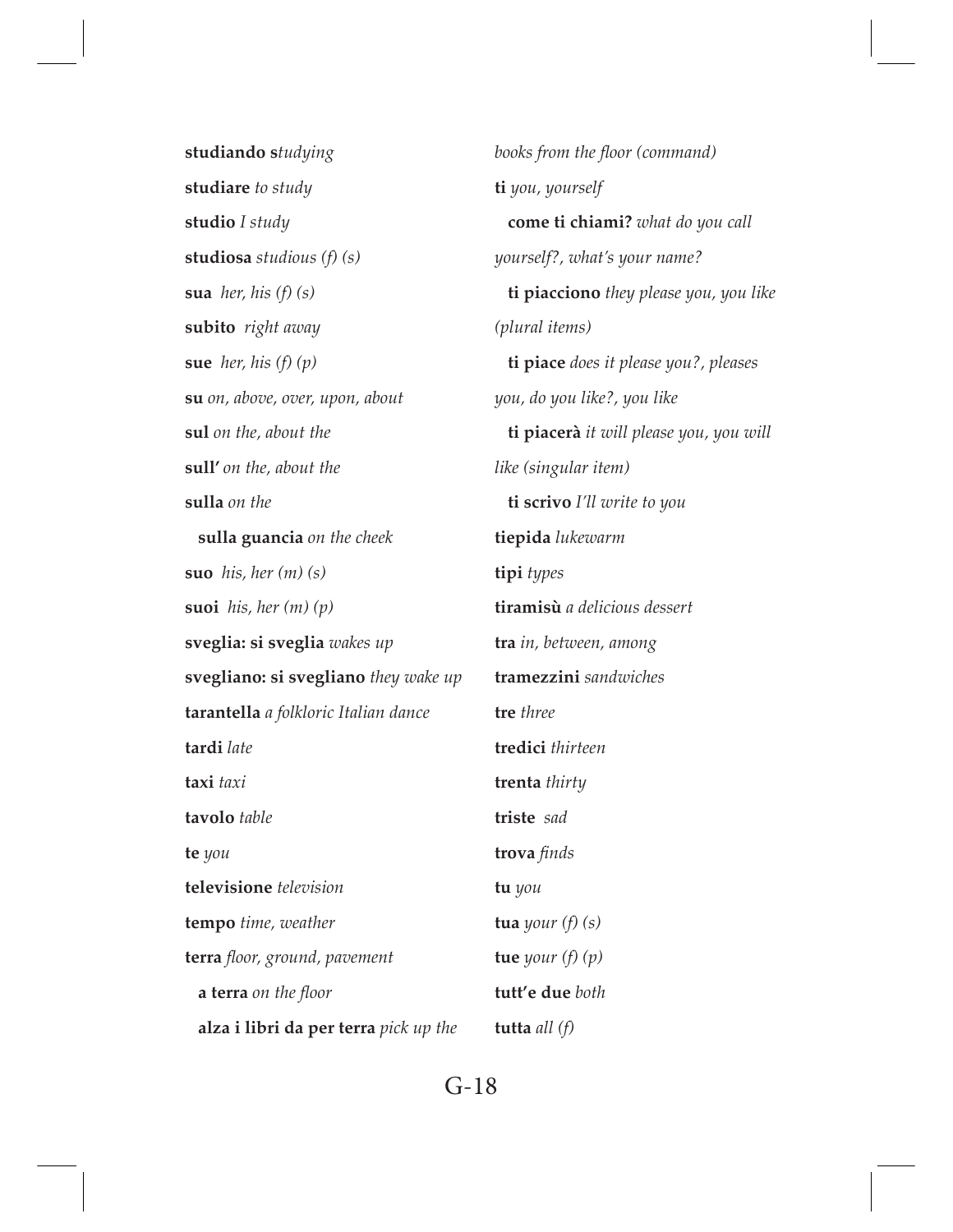**studiando** *studying*

**studiare** *to study*

**studio** *I study*

**studiosa** *studious (f) (s)*

**sua** *her, his (f) (s)*

**subito** *right away*

**sue** *her, his (f) (p)*

**su** *on, above, over, upon, about*

**sul** *on the, about the*

**sull'** *on the, about the*

**sulla** *on the*

  **sulla guancia** *on the cheek*

**suo** *his, her (m) (s)*

**suoi** *his, her (m) (p)*

**sveglia: si sveglia** *wakes up*

**svegliano: si svegliano** *they wake up*

**tarantella** *a folkloric Italian dance*

**tardi** *late*

**taxi** *taxi*

**tavolo** *table*

**te** *you*

**televisione** *television*

**tempo** *time, weather*

**terra** *floor, ground, pavement*

  **a terra** *on the floor*

  **alza i libri da per terra** *pick up the books from the floor (command)*

**ti** *you, yourself*

  **come ti chiami?** *what do you call yourself?, what's your name?*

  **ti piacciono** *they please you, you like (plural items)*

  **ti piace** *does it please you?, pleases you, do you like?, you like*

  **ti piacerà** *it will please you, you will like (singular item)*

  **ti scrivo** *I'll write to you*

**tiepida** *lukewarm*

**tipi** *types*

**tiramisù** *a delicious dessert*

**tra** *in, between, among*

**tramezzini** *sandwiches*

**tre** *three*

**tredici** *thirteen*

**trenta** *thirty*

**triste** *sad*

**trova** *finds*

**tu** *you*

**tua** *your (f) (s)*

**tue** *your (f) (p)*

**tutt'e due** *both*

**tutta** *all (f)*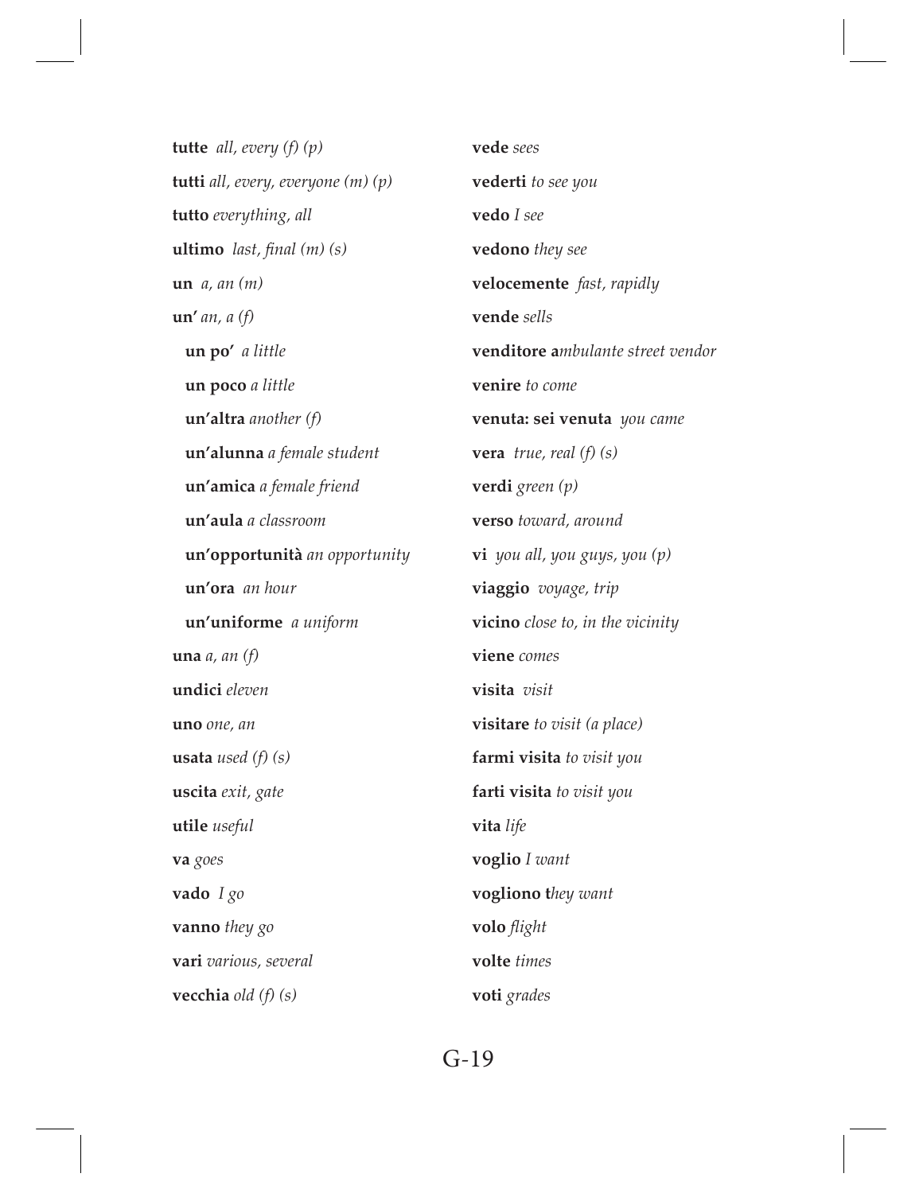**tutte** *all, every (f) (p)*

**tutti** *all, every, everyone (m) (p)*

**tutto** *everything, all*

**ultimo** *last, final (m) (s)*

**un** *a, an (m)*

**un'** *an, a (f)*

  **un po'** *a little*

  **un poco** *a little*

  **un'altra** *another (f)*

  **un'alunna** *a female student*

  **un'amica** *a female friend*

  **un'aula** *a classroom*

  **un'opportunità** *an opportunity*

  **un'ora** *an hour*

  **un'uniforme** *a uniform*

**una** *a, an (f)*

**undici** *eleven*

**uno** *one, an*

**usata** *used (f) (s)*

**uscita** *exit, gate*

**utile** *useful*

**va** *goes*

**vado** *I go*

**vanno** *they go*

**vari** *various, several*

**vecchia** *old (f) (s)*

**vede** *sees*

**vederti** *to see you*

**vedo** *I see*

**vedono** *they see*

**velocemente** *fast, rapidly*

**vende** *sells*

**venditore a***mbulante street vendor*

**venire** *to come*

**venuta: sei venuta** *you came*

**vera** *true, real (f) (s)*

**verdi** *green (p)*

**verso** *toward, around*

**vi** *you all, you guys, you (p)*

**viaggio** *voyage, trip*

**vicino** *close to, in the vicinity*

**viene** *comes*

**visita** *visit*

**visitare** *to visit (a place)*

**farmi visita** *to visit you*

**farti visita** *to visit you*

**vita** *life*

**voglio** *I want*

**vogliono t***hey want*

**volo** *flight*

**volte** *times*

**voti** *grades*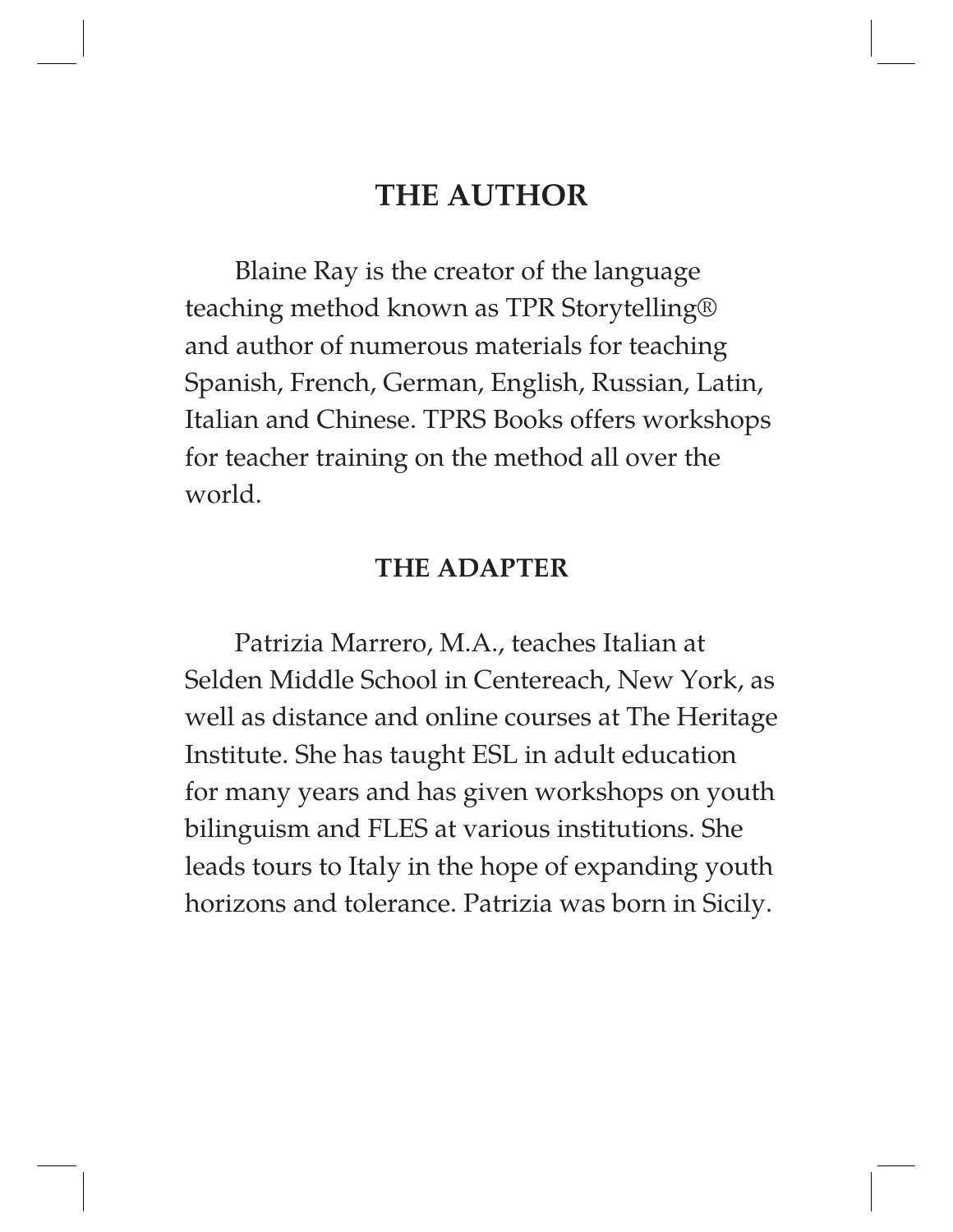## THE AUTHOR

Blaine Ray is the creator of the language teaching method known as TPR Storytelling® and author of numerous materials for teaching Spanish, French, German, English, Russian, Latin, Italian and Chinese. TPRS Books offers workshops for teacher training on the method all over the world.

### THE ADAPTER

Patrizia Marrero, M.A., teaches Italian at Selden Middle School in Centereach, New York, as well as distance and online courses at The Heritage Institute. She has taught ESL in adult education for many years and has given workshops on youth bilinguism and FLES at various institutions. She leads tours to Italy in the hope of expanding youth horizons and tolerance. Patrizia was born in Sicily.